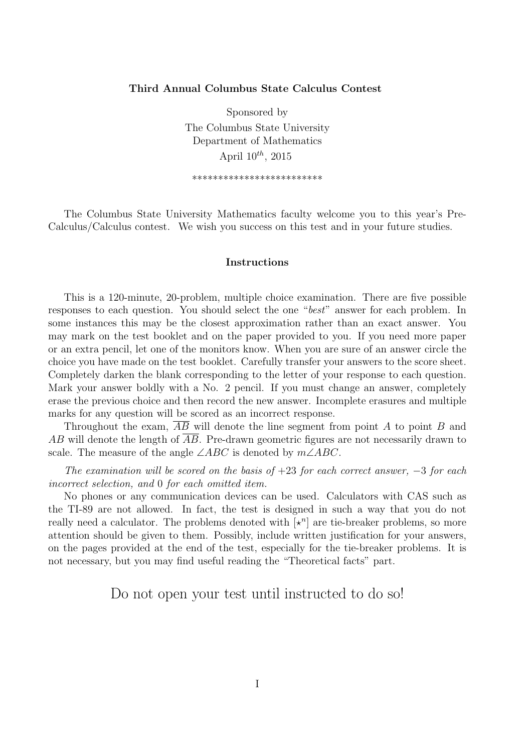**Third Annual Columbus State Calculus Contest**

Sponsored by
The Columbus State University
Department of Mathematics
April $10^{th}$, 2015

*************************

The Columbus State University Mathematics faculty welcome you to this year's Pre-Calculus/Calculus contest. We wish you success on this test and in your future studies.

## Instructions

This is a 120-minute, 20-problem, multiple choice examination. There are five possible responses to each question. You should select the one "*best*" answer for each problem. In some instances this may be the closest approximation rather than an exact answer. You may mark on the test booklet and on the paper provided to you. If you need more paper or an extra pencil, let one of the monitors know. When you are sure of an answer circle the choice you have made on the test booklet. Carefully transfer your answers to the score sheet. Completely darken the blank corresponding to the letter of your response to each question. Mark your answer boldly with a No. 2 pencil. If you must change an answer, completely erase the previous choice and then record the new answer. Incomplete erasures and multiple marks for any question will be scored as an incorrect response.

Throughout the exam, $\overline{AB}$ will denote the line segment from point $A$ to point $B$ and $AB$ will denote the length of $\overline{AB}$. Pre-drawn geometric figures are not necessarily drawn to scale. The measure of the angle $\angle ABC$ is denoted by $m\angle ABC$.

*The examination will be scored on the basis of* $+23$ *for each correct answer,* $-3$ *for each incorrect selection, and* $0$ *for each omitted item.*

No phones or any communication devices can be used. Calculators with CAS such as the TI-89 are not allowed. In fact, the test is designed in such a way that you do not really need a calculator. The problems denoted with $[\star^n]$ are tie-breaker problems, so more attention should be given to them. Possibly, include written justification for your answers, on the pages provided at the end of the test, especially for the tie-breaker problems. It is not necessary, but you may find useful reading the "Theoretical facts" part.

Do not open your test until instructed to do so!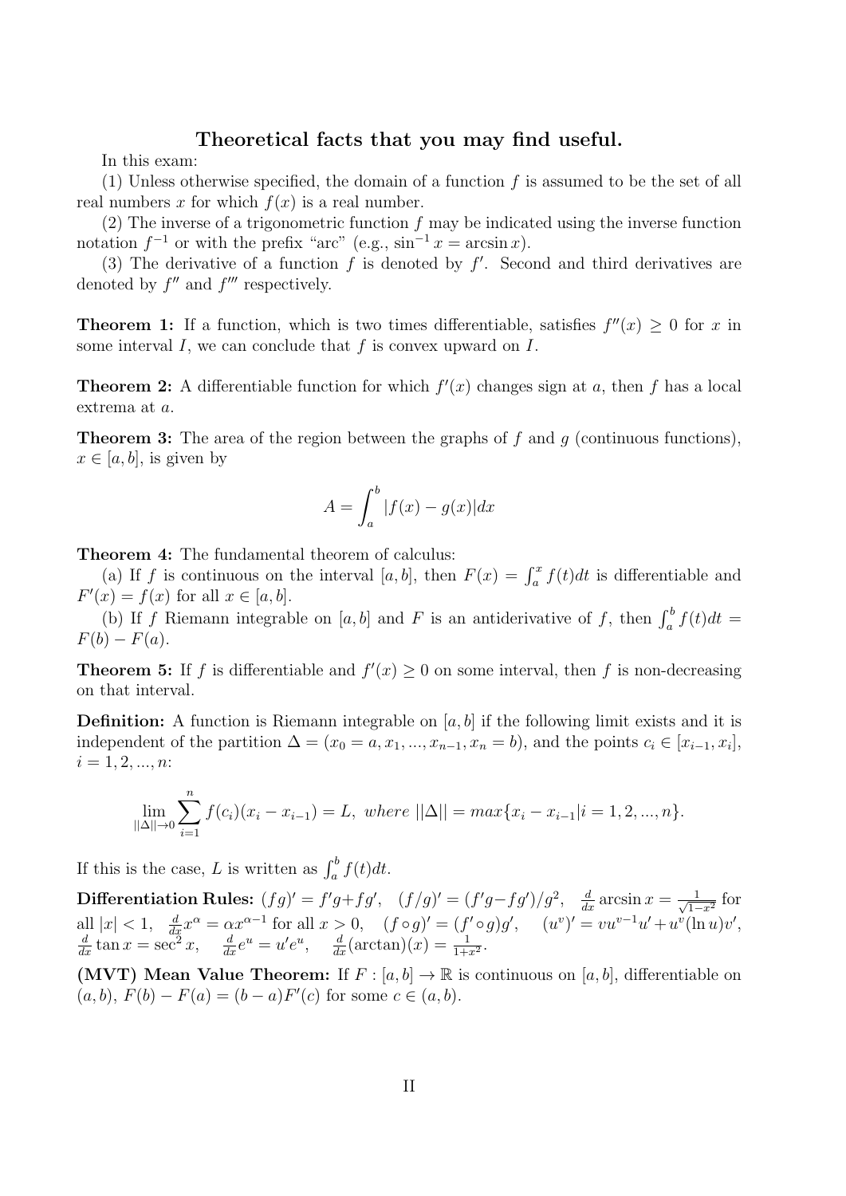## Theoretical facts that you may find useful.

In this exam:

(1) Unless otherwise specified, the domain of a function $f$ is assumed to be the set of all real numbers $x$ for which $f(x)$ is a real number.

(2) The inverse of a trigonometric function $f$ may be indicated using the inverse function notation $f^{-1}$ or with the prefix "arc" (e.g., $\sin^{-1} x = \arcsin x$).

(3) The derivative of a function $f$ is denoted by $f'$. Second and third derivatives are denoted by $f''$ and $f'''$ respectively.

**Theorem 1:** If a function, which is two times differentiable, satisfies $f''(x) \geq 0$ for $x$ in some interval $I$, we can conclude that $f$ is convex upward on $I$.

**Theorem 2:** A differentiable function for which $f'(x)$ changes sign at $a$, then $f$ has a local extrema at $a$.

**Theorem 3:** The area of the region between the graphs of $f$ and $g$ (continuous functions), $x \in [a, b]$, is given by

$$A = \int_a^b |f(x) - g(x)| dx$$

**Theorem 4:** The fundamental theorem of calculus:

(a) If $f$ is continuous on the interval $[a, b]$, then $F(x) = \int_a^x f(t)dt$ is differentiable and $F'(x) = f(x)$ for all $x \in [a, b]$.

(b) If $f$ Riemann integrable on $[a, b]$ and $F$ is an antiderivative of $f$, then $\int_a^b f(t)dt = F(b) - F(a)$.

**Theorem 5:** If $f$ is differentiable and $f'(x) \geq 0$ on some interval, then $f$ is non-decreasing on that interval.

**Definition:** A function is Riemann integrable on $[a, b]$ if the following limit exists and it is independent of the partition $\Delta = (x_0 = a, x_1, ..., x_{n-1}, x_n = b)$, and the points $c_i \in [x_{i-1}, x_i]$, $i = 1, 2, ..., n$:

$$\lim_{||\Delta|| \to 0} \sum_{i=1}^{n} f(c_i)(x_i - x_{i-1}) = L, \ where \ ||\Delta|| = max\{x_i - x_{i-1} | i = 1, 2, ..., n\}.$$

If this is the case, $L$ is written as $\int_a^b f(t)dt$.

**Differentiation Rules:** $(fg)' = f'g + fg'$, $(f/g)' = (f'g - fg')/g^2$, $\frac{d}{dx} \arcsin x = \frac{1}{\sqrt{1-x^2}}$ for all $|x| < 1$, $\frac{d}{dx} x^\alpha = \alpha x^{\alpha - 1}$ for all $x > 0$, $(f \circ g)' = (f' \circ g)g'$, $(u^v)' = vu^{v-1}u' + u^v(\ln u)v'$, $\frac{d}{dx} \tan x = \sec^2 x$, $\frac{d}{dx} e^u = u'e^u$, $\frac{d}{dx}(\arctan)(x) = \frac{1}{1+x^2}$.

**(MVT) Mean Value Theorem:** If $F : [a, b] \to \mathbb{R}$ is continuous on $[a, b]$, differentiable on $(a, b)$, $F(b) - F(a) = (b - a)F'(c)$ for some $c \in (a, b)$.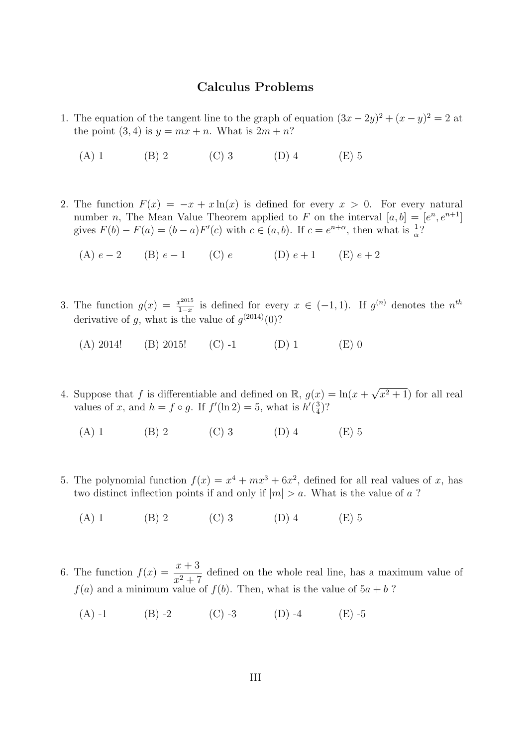## Calculus Problems

1. The equation of the tangent line to the graph of equation $(3x - 2y)^2 + (x - y)^2 = 2$ at the point $(3, 4)$ is $y = mx + n$. What is $2m + n$?

   (A) 1 (B) 2 (C) 3 (D) 4 (E) 5

2. The function $F(x) = -x + x\ln(x)$ is defined for every $x > 0$. For every natural number $n$, The Mean Value Theorem applied to $F$ on the interval $[a, b] = [e^n, e^{n+1}]$ gives $F(b) - F(a) = (b - a)F'(c)$ with $c \in (a, b)$. If $c = e^{n+\alpha}$, then what is $\frac{1}{\alpha}$?

   (A) $e - 2$ (B) $e - 1$ (C) $e$ (D) $e + 1$ (E) $e + 2$

3. The function $g(x) = \frac{x^{2015}}{1-x}$ is defined for every $x \in (-1, 1)$. If $g^{(n)}$ denotes the $n^{th}$ derivative of $g$, what is the value of $g^{(2014)}(0)$?

   (A) 2014! (B) 2015! (C) -1 (D) 1 (E) 0

4. Suppose that $f$ is differentiable and defined on $\mathbb{R}$, $g(x) = \ln(x + \sqrt{x^2 + 1})$ for all real values of $x$, and $h = f \circ g$. If $f'(\ln 2) = 5$, what is $h'(\frac{3}{4})$?

   (A) 1 (B) 2 (C) 3 (D) 4 (E) 5

5. The polynomial function $f(x) = x^4 + mx^3 + 6x^2$, defined for all real values of $x$, has two distinct inflection points if and only if $|m| > a$. What is the value of $a$ ?

   (A) 1 (B) 2 (C) 3 (D) 4 (E) 5

6. The function $f(x) = \dfrac{x+3}{x^2+7}$ defined on the whole real line, has a maximum value of $f(a)$ and a minimum value of $f(b)$. Then, what is the value of $5a + b$ ?

   (A) -1 (B) -2 (C) -3 (D) -4 (E) -5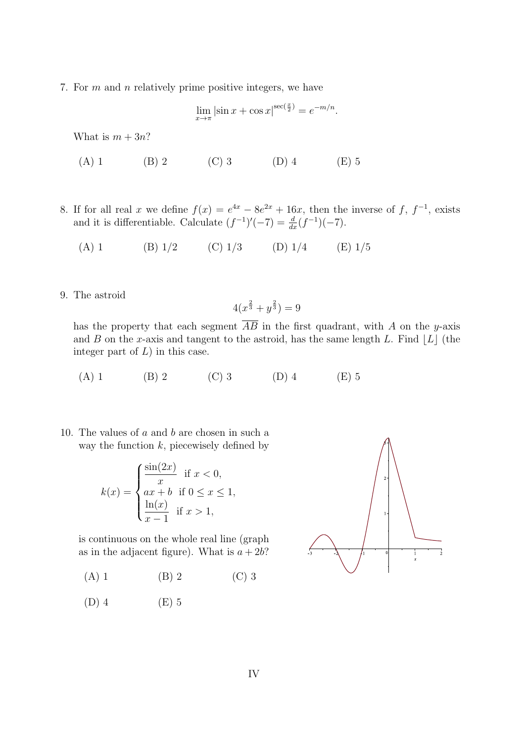7. For $m$ and $n$ relatively prime positive integers, we have

$$\lim_{x \to \pi} |\sin x + \cos x|^{\sec(\frac{x}{2})} = e^{-m/n}.$$

What is $m + 3n$?

(A) 1 (B) 2 (C) 3 (D) 4 (E) 5

8. If for all real $x$ we define $f(x) = e^{4x} - 8e^{2x} + 16x$, then the inverse of $f$, $f^{-1}$, exists and it is differentiable. Calculate $(f^{-1})'(-7) = \frac{d}{dx}(f^{-1})(-7)$.

(A) 1 (B) 1/2 (C) 1/3 (D) 1/4 (E) 1/5

9. The astroid

$$4(x^{\frac{2}{3}} + y^{\frac{2}{3}}) = 9$$

has the property that each segment $\overline{AB}$ in the first quadrant, with $A$ on the $y$-axis and $B$ on the $x$-axis and tangent to the astroid, has the same length $L$. Find $\lfloor L \rfloor$ (the integer part of $L$) in this case.

(A) 1 (B) 2 (C) 3 (D) 4 (E) 5

10. The values of $a$ and $b$ are chosen in such a way the function $k$, piecewisely defined by

$$k(x) = \begin{cases} \dfrac{\sin(2x)}{x} & \text{if } x < 0, \\ ax + b & \text{if } 0 \leq x \leq 1, \\ \dfrac{\ln(x)}{x-1} & \text{if } x > 1, \end{cases}$$

is continuous on the whole real line (graph as in the adjacent figure). What is $a + 2b$?

(A) 1 (B) 2 (C) 3

(D) 4 (E) 5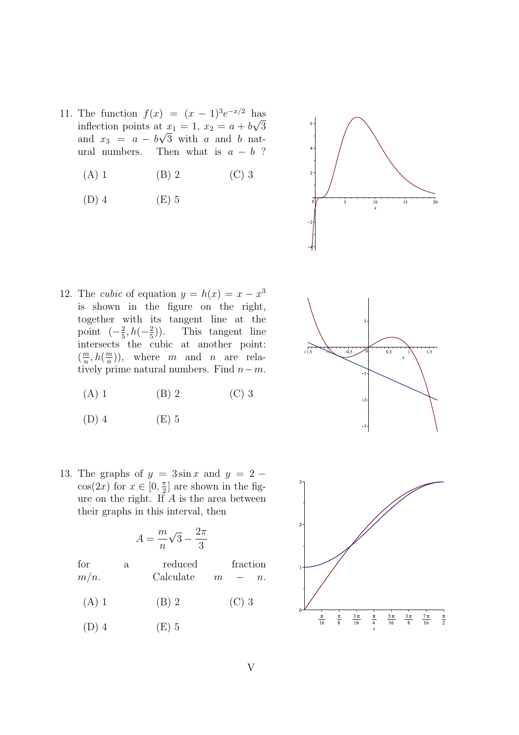11. The function $f(x) = (x-1)^3 e^{-x/2}$ has inflection points at $x_1 = 1$, $x_2 = a + b\sqrt{3}$ and $x_3 = a - b\sqrt{3}$ with $a$ and $b$ natural numbers. Then what is $a - b$ ?

    (A) 1 (B) 2 (C) 3

    (D) 4 (E) 5

12. The *cubic* of equation $y = h(x) = x - x^3$ is shown in the figure on the right, together with its tangent line at the point $(-\frac{2}{5}, h(-\frac{2}{5}))$. This tangent line intersects the cubic at another point: $(\frac{m}{n}, h(\frac{m}{n}))$, where $m$ and $n$ are relatively prime natural numbers. Find $n - m$.

    (A) 1 (B) 2 (C) 3

    (D) 4 (E) 5

13. The graphs of $y = 3\sin x$ and $y = 2 - \cos(2x)$ for $x \in [0, \frac{\pi}{2}]$ are shown in the figure on the right. If $A$ is the area between their graphs in this interval, then

    $$A = \frac{m}{n}\sqrt{3} - \frac{2\pi}{3}$$

    for a reduced fraction $m/n$. Calculate $m - n$.

    (A) 1 (B) 2 (C) 3

    (D) 4 (E) 5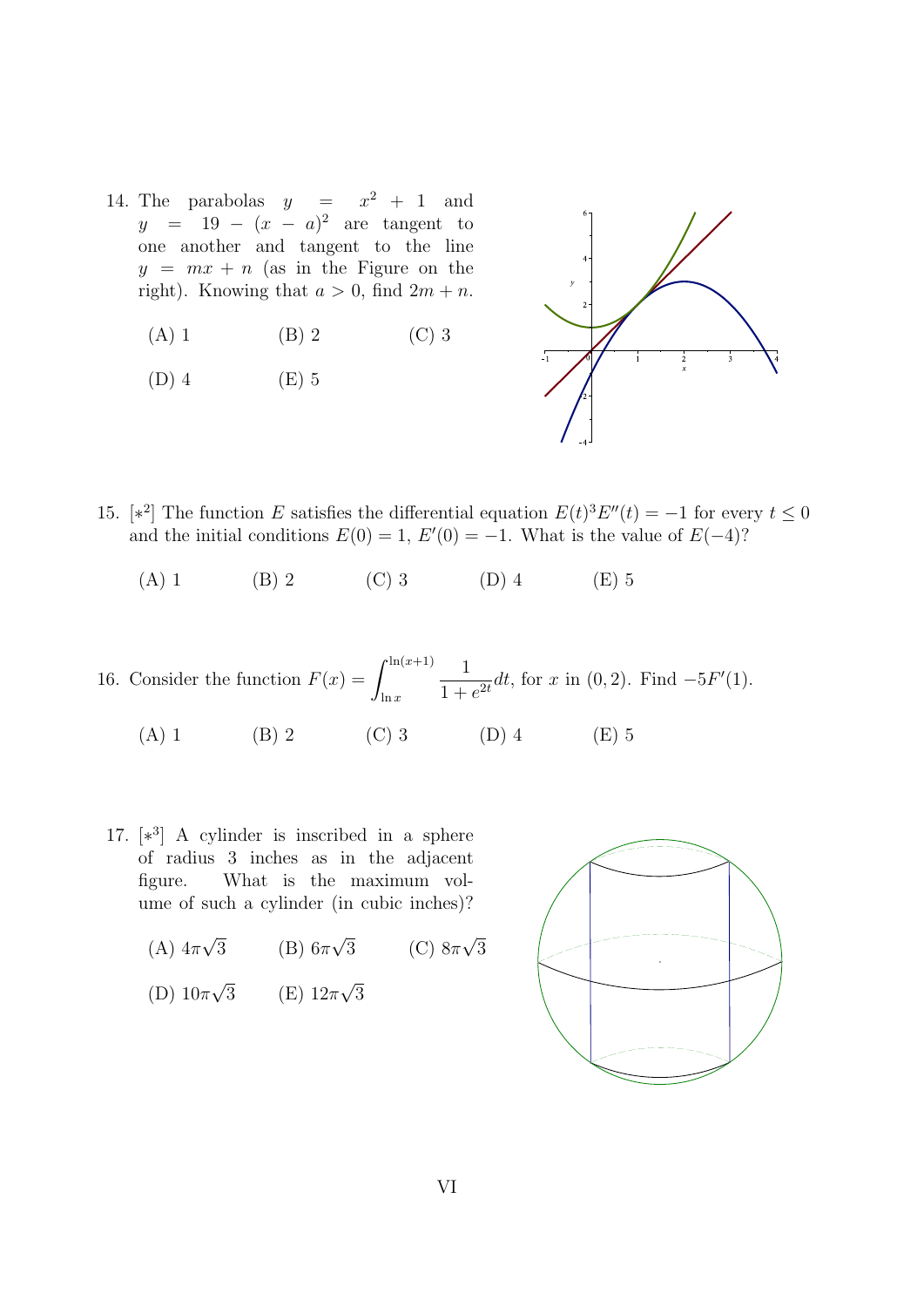14. The parabolas $y = x^2 + 1$ and $y = 19 - (x - a)^2$ are tangent to one another and tangent to the line $y = mx + n$ (as in the Figure on the right). Knowing that $a > 0$, find $2m + n$.

    (A) 1 (B) 2 (C) 3

    (D) 4 (E) 5

15. [$*^2$] The function $E$ satisfies the differential equation $E(t)^3 E''(t) = -1$ for every $t \leq 0$ and the initial conditions $E(0) = 1$, $E'(0) = -1$. What is the value of $E(-4)$?

    (A) 1 (B) 2 (C) 3 (D) 4 (E) 5

16. Consider the function $F(x) = \displaystyle\int_{\ln x}^{\ln(x+1)} \frac{1}{1 + e^{2t}} dt$, for $x$ in $(0, 2)$. Find $-5F'(1)$.

    (A) 1 (B) 2 (C) 3 (D) 4 (E) 5

17. [$*^3$] A cylinder is inscribed in a sphere of radius 3 inches as in the adjacent figure. What is the maximum volume of such a cylinder (in cubic inches)?

    (A) $4\pi\sqrt{3}$ (B) $6\pi\sqrt{3}$ (C) $8\pi\sqrt{3}$

    (D) $10\pi\sqrt{3}$ (E) $12\pi\sqrt{3}$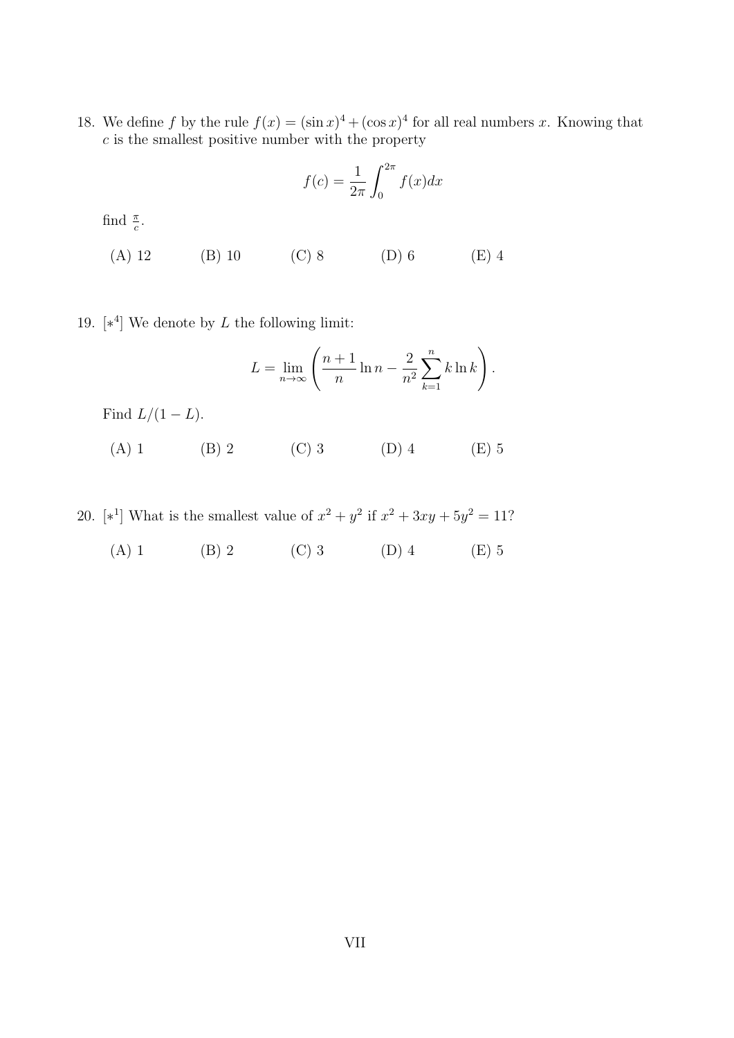18. We define $f$ by the rule $f(x) = (\sin x)^4 + (\cos x)^4$ for all real numbers $x$. Knowing that $c$ is the smallest positive number with the property

$$f(c) = \frac{1}{2\pi} \int_0^{2\pi} f(x)dx$$

find $\frac{\pi}{c}$.

(A) 12 (B) 10 (C) 8 (D) 6 (E) 4

19. [$*^4$] We denote by $L$ the following limit:

$$L = \lim_{n\to\infty} \left( \frac{n+1}{n} \ln n - \frac{2}{n^2} \sum_{k=1}^{n} k \ln k \right).$$

Find $L/(1-L)$.

(A) 1 (B) 2 (C) 3 (D) 4 (E) 5

20. [$*^1$] What is the smallest value of $x^2 + y^2$ if $x^2 + 3xy + 5y^2 = 11$?

(A) 1 (B) 2 (C) 3 (D) 4 (E) 5